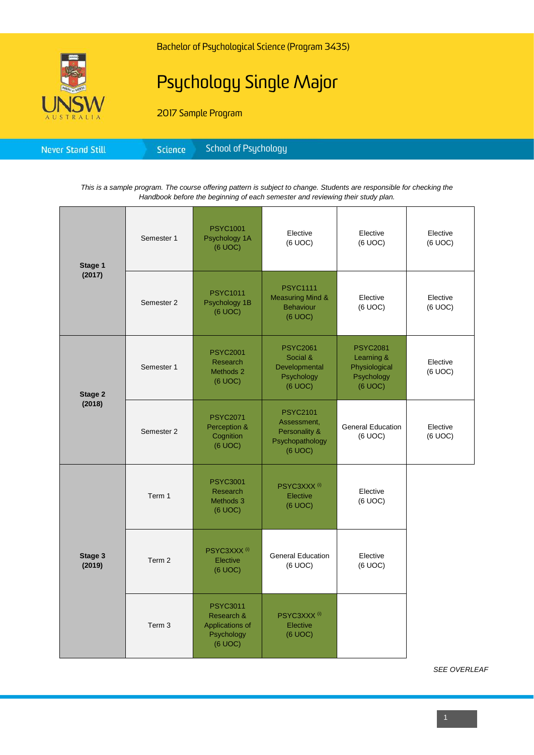Bachelor of Psychological Science (Program 3435)

# Psychology Single Major

2017 Sample Program

Never Stand Still | Science | School of Psychology

*This is a sample program. The course offering pattern is subject to change. Students are responsible for checking the Handbook before the beginning of each semester and reviewing their study plan.*

| Stage | Period | | | | |
|---|---|---|---|---|---|
| **Stage 1 (2017)** | Semester 1 | PSYC1001 Psychology 1A (6 UOC) | Elective (6 UOC) | Elective (6 UOC) | Elective (6 UOC) |
| | Semester 2 | PSYC1011 Psychology 1B (6 UOC) | PSYC1111 Measuring Mind & Behaviour (6 UOC) | Elective (6 UOC) | Elective (6 UOC) |
| **Stage 2 (2018)** | Semester 1 | PSYC2001 Research Methods 2 (6 UOC) | PSYC2061 Social & Developmental Psychology (6 UOC) | PSYC2081 Learning & Physiological Psychology (6 UOC) | Elective (6 UOC) |
| | Semester 2 | PSYC2071 Perception & Cognition (6 UOC) | PSYC2101 Assessment, Personality & Psychopathology (6 UOC) | General Education (6 UOC) | Elective (6 UOC) |
| **Stage 3 (2019)** | Term 1 | PSYC3001 Research Methods 3 (6 UOC) | PSYC3XXX [i] Elective (6 UOC) | Elective (6 UOC) | |
| | Term 2 | PSYC3XXX [i] Elective (6 UOC) | General Education (6 UOC) | Elective (6 UOC) | |
| | Term 3 | PSYC3011 Research & Applications of Psychology (6 UOC) | PSYC3XXX [i] Elective (6 UOC) | | |

*SEE OVERLEAF*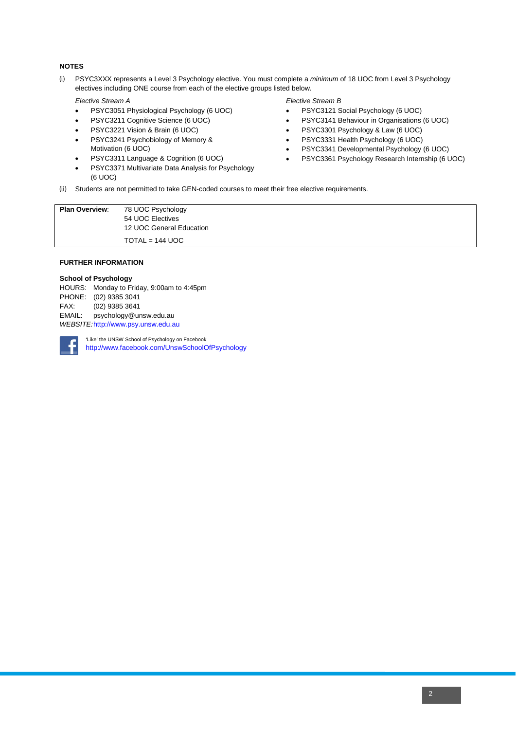## NOTES

(i) PSYC3XXX represents a Level 3 Psychology elective. You must complete a *minimum* of 18 UOC from Level 3 Psychology electives including ONE course from each of the elective groups listed below.

*Elective Stream A*

- PSYC3051 Physiological Psychology (6 UOC)
- PSYC3211 Cognitive Science (6 UOC)
- PSYC3221 Vision & Brain (6 UOC)
- PSYC3241 Psychobiology of Memory & Motivation (6 UOC)
- PSYC3311 Language & Cognition (6 UOC)
- PSYC3371 Multivariate Data Analysis for Psychology (6 UOC)

*Elective Stream B*

- PSYC3121 Social Psychology (6 UOC)
- PSYC3141 Behaviour in Organisations (6 UOC)
- PSYC3301 Psychology & Law (6 UOC)
- PSYC3331 Health Psychology (6 UOC)
- PSYC3341 Developmental Psychology (6 UOC)
- PSYC3361 Psychology Research Internship (6 UOC)

(ii) Students are not permitted to take GEN-coded courses to meet their free elective requirements.

| | |
|---|---|
| **Plan Overview**: | 78 UOC Psychology<br>54 UOC Electives<br>12 UOC General Education<br>TOTAL = 144 UOC |

## FURTHER INFORMATION

**School of Psychology**

HOURS: Monday to Friday, 9:00am to 4:45pm
PHONE: (02) 9385 3041
FAX: (02) 9385 3641
EMAIL: psychology@unsw.edu.au
*WEBSITE:* http://www.psy.unsw.edu.au

'Like' the UNSW School of Psychology on Facebook
http://www.facebook.com/UnswSchoolOfPsychology